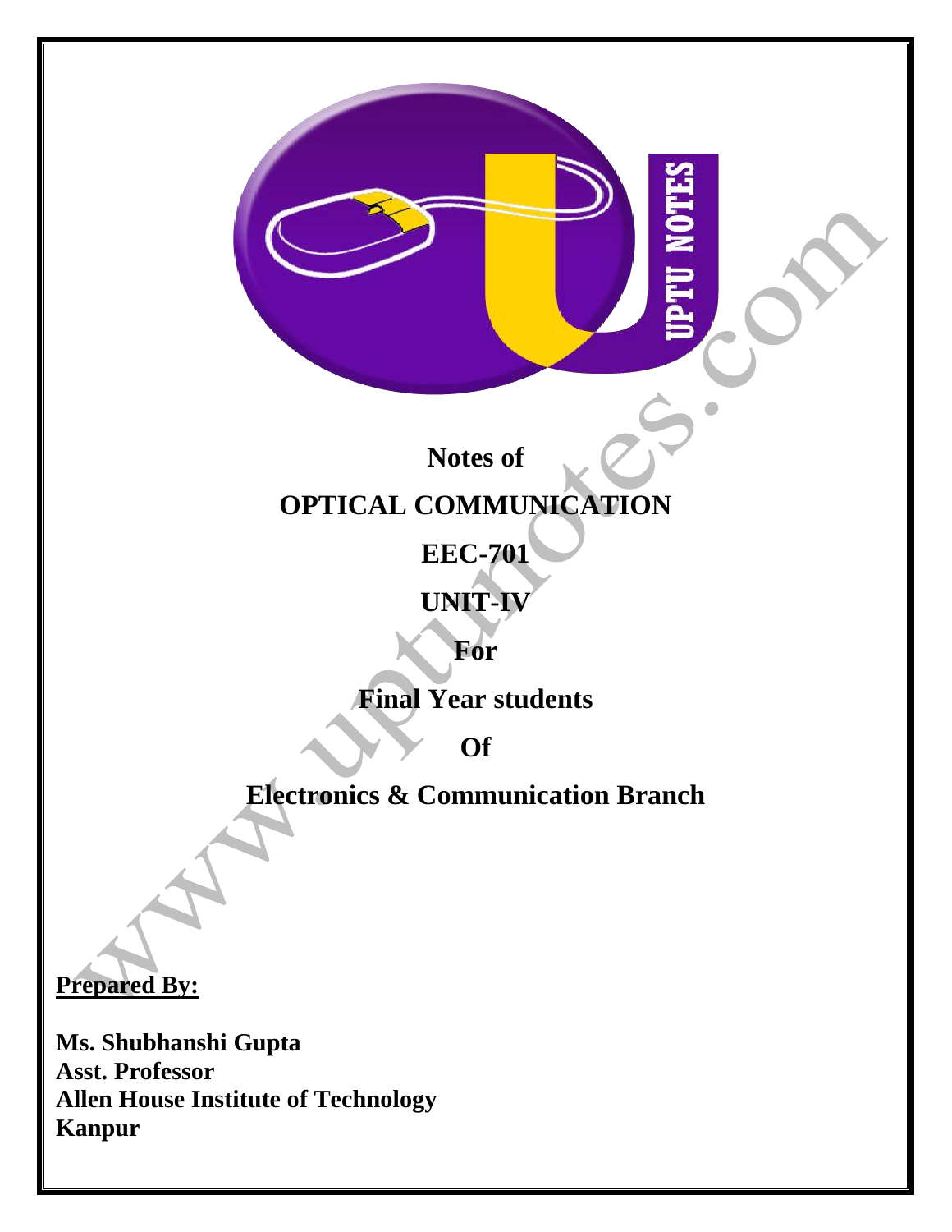**Notes of**

**OPTICAL COMMUNICATION**

**EEC-701**

**UNIT-IV**

**For**

**Final Year students**

**Of**

**Electronics & Communication Branch**

**Prepared By:**

**Ms. Shubhanshi Gupta**
**Asst. Professor**
**Allen House Institute of Technology**
**Kanpur**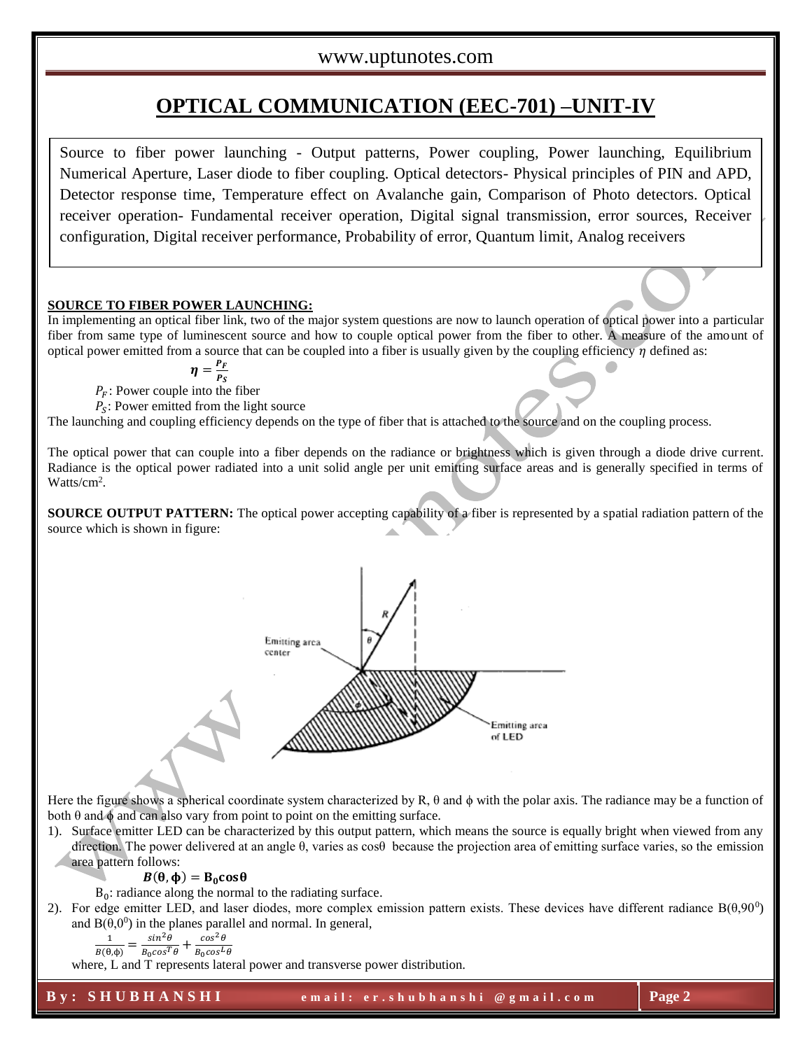# OPTICAL COMMUNICATION (EEC-701) –UNIT-IV

Source to fiber power launching - Output patterns, Power coupling, Power launching, Equilibrium Numerical Aperture, Laser diode to fiber coupling. Optical detectors- Physical principles of PIN and APD, Detector response time, Temperature effect on Avalanche gain, Comparison of Photo detectors. Optical receiver operation- Fundamental receiver operation, Digital signal transmission, error sources, Receiver configuration, Digital receiver performance, Probability of error, Quantum limit, Analog receivers

**SOURCE TO FIBER POWER LAUNCHING:**

In implementing an optical fiber link, two of the major system questions are now to launch operation of optical power into a particular fiber from same type of luminescent source and how to couple optical power from the fiber to other. A measure of the amount of optical power emitted from a source that can be coupled into a fiber is usually given by the coupling efficiency $\eta$ defined as:

$$\eta = \frac{P_F}{P_S}$$

$P_F$: Power couple into the fiber

$P_S$: Power emitted from the light source

The launching and coupling efficiency depends on the type of fiber that is attached to the source and on the coupling process.

The optical power that can couple into a fiber depends on the radiance or brightness which is given through a diode drive current. Radiance is the optical power radiated into a unit solid angle per unit emitting surface areas and is generally specified in terms of Watts/$cm^2$.

**SOURCE OUTPUT PATTERN:** The optical power accepting capability of a fiber is represented by a spatial radiation pattern of the source which is shown in figure:

Here the figure shows a spherical coordinate system characterized by R, θ and ϕ with the polar axis. The radiance may be a function of both θ and ϕ and can also vary from point to point on the emitting surface.

1). Surface emitter LED can be characterized by this output pattern, which means the source is equally bright when viewed from any direction. The power delivered at an angle θ, varies as cosθ because the projection area of emitting surface varies, so the emission area pattern follows:

$$B(\theta, \phi) = B_0 \cos\theta$$

$B_0$: radiance along the normal to the radiating surface.

2). For edge emitter LED, and laser diodes, more complex emission pattern exists. These devices have different radiance $B(\theta, 90^0)$ and $B(\theta, 0^0)$ in the planes parallel and normal. In general,

$$\frac{1}{B(\theta, \phi)} = \frac{\sin^2\theta}{B_0 \cos^T\theta} + \frac{\cos^2\theta}{B_0 \cos^L\theta}$$

where, L and T represents lateral power and transverse power distribution.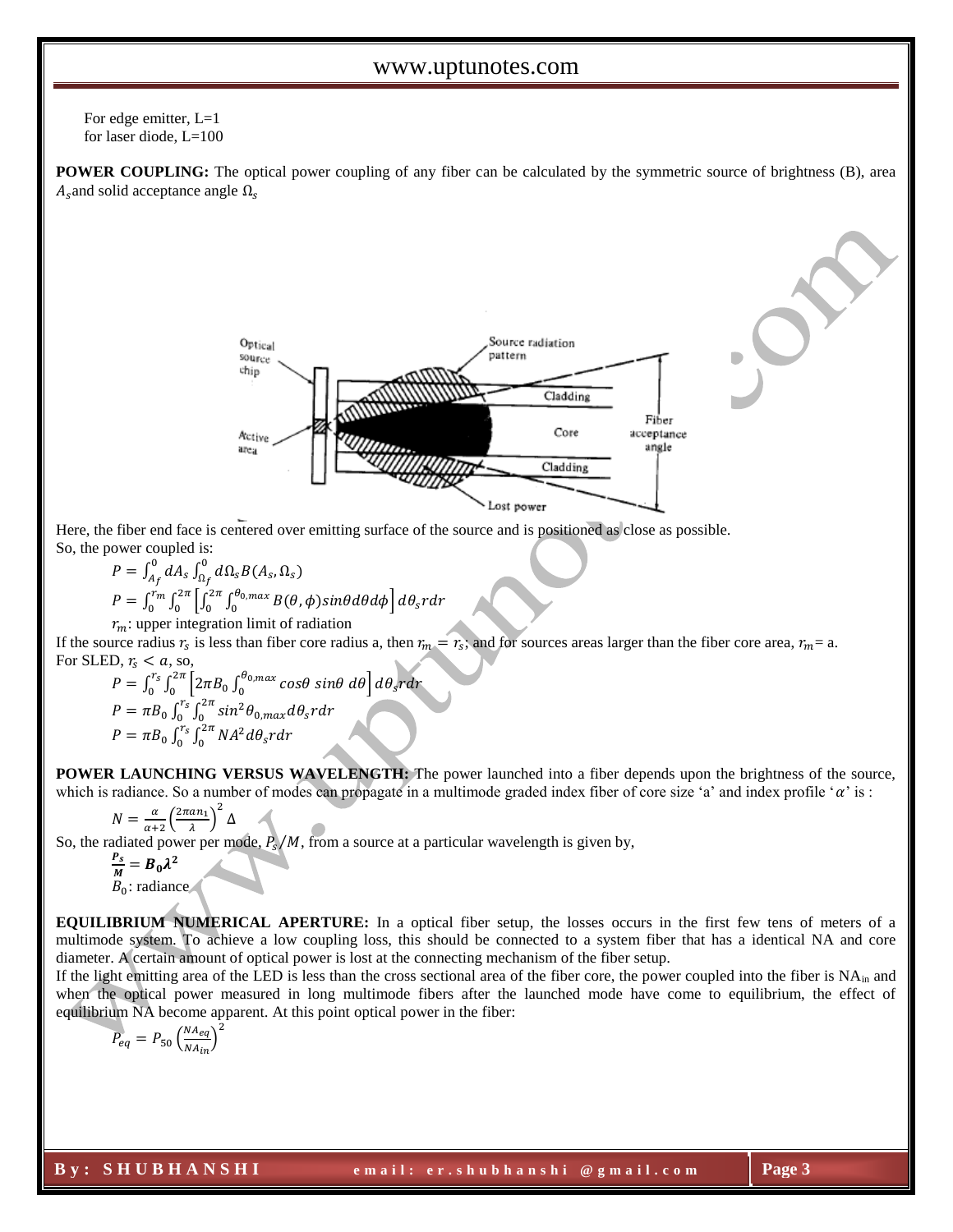For edge emitter, L=1
for laser diode, L=100

**POWER COUPLING:** The optical power coupling of any fiber can be calculated by the symmetric source of brightness (B), area $A_s$ and solid acceptance angle $\Omega_s$

Here, the fiber end face is centered over emitting surface of the source and is positioned as close as possible.
So, the power coupled is:

$$P = \int_{A_f}^{0} dA_s \int_{\Omega_f}^{0} d\Omega_s B(A_s, \Omega_s)$$

$$P = \int_0^{r_m} \int_0^{2\pi} \left[ \int_0^{2\pi} \int_0^{\theta_{0,max}} B(\theta, \phi) sin\theta d\theta d\phi \right] d\theta_s r dr$$

$r_m$: upper integration limit of radiation

If the source radius $r_s$ is less than fiber core radius a, then $r_m = r_s$; and for sources areas larger than the fiber core area, $r_m$= a.
For SLED, $r_s < a$, so,

$$P = \int_0^{r_s} \int_0^{2\pi} \left[ 2\pi B_0 \int_0^{\theta_{0,max}} cos\theta \; sin\theta \; d\theta \right] d\theta_s r dr$$

$$P = \pi B_0 \int_0^{r_s} \int_0^{2\pi} sin^2\theta_{0,max} d\theta_s r dr$$

$$P = \pi B_0 \int_0^{r_s} \int_0^{2\pi} NA^2 d\theta_s r dr$$

**POWER LAUNCHING VERSUS WAVELENGTH:** The power launched into a fiber depends upon the brightness of the source, which is radiance. So a number of modes can propagate in a multimode graded index fiber of core size 'a' and index profile '$\alpha$' is :

$$N = \frac{\alpha}{\alpha+2} \left( \frac{2\pi a n_1}{\lambda} \right)^2 \Delta$$

So, the radiated power per mode, $P_s/M$, from a source at a particular wavelength is given by,

$$\frac{P_s}{M} = B_0 \lambda^2$$

$B_0$: radiance

**EQUILIBRIUM NUMERICAL APERTURE:** In a optical fiber setup, the losses occurs in the first few tens of meters of a multimode system. To achieve a low coupling loss, this should be connected to a system fiber that has a identical NA and core diameter. A certain amount of optical power is lost at the connecting mechanism of the fiber setup.
If the light emitting area of the LED is less than the cross sectional area of the fiber core, the power coupled into the fiber is $NA_{in}$ and when the optical power measured in long multimode fibers after the launched mode have come to equilibrium, the effect of equilibrium NA become apparent. At this point optical power in the fiber:

$$P_{eq} = P_{50} \left( \frac{NA_{eq}}{NA_{in}} \right)^2$$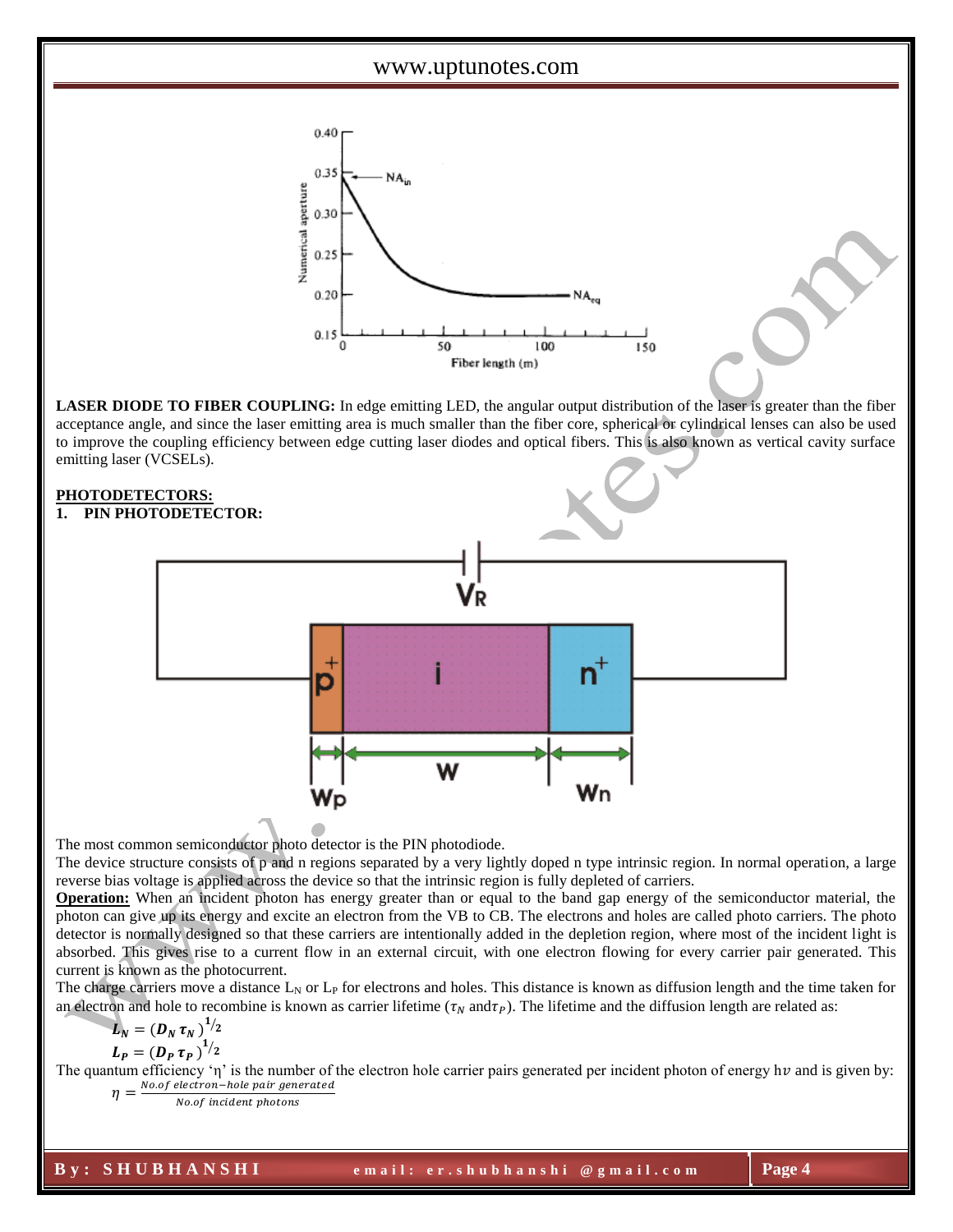**LASER DIODE TO FIBER COUPLING:** In edge emitting LED, the angular output distribution of the laser is greater than the fiber acceptance angle, and since the laser emitting area is much smaller than the fiber core, spherical or cylindrical lenses can also be used to improve the coupling efficiency between edge cutting laser diodes and optical fibers. This is also known as vertical cavity surface emitting laser (VCSELs).

## PHOTODETECTORS:

### 1. PIN PHOTODETECTOR:

The most common semiconductor photo detector is the PIN photodiode.

The device structure consists of p and n regions separated by a very lightly doped n type intrinsic region. In normal operation, a large reverse bias voltage is applied across the device so that the intrinsic region is fully depleted of carriers.

**Operation:** When an incident photon has energy greater than or equal to the band gap energy of the semiconductor material, the photon can give up its energy and excite an electron from the VB to CB. The electrons and holes are called photo carriers. The photo detector is normally designed so that these carriers are intentionally added in the depletion region, where most of the incident light is absorbed. This gives rise to a current flow in an external circuit, with one electron flowing for every carrier pair generated. This current is known as the photocurrent.

The charge carriers move a distance $L_N$ or $L_P$ for electrons and holes. This distance is known as diffusion length and the time taken for an electron and hole to recombine is known as carrier lifetime ($\tau_N$ and $\tau_P$). The lifetime and the diffusion length are related as:

$$L_N = (D_N \tau_N)^{1/2}$$

$$L_P = (D_P \tau_P)^{1/2}$$

The quantum efficiency 'η' is the number of the electron hole carrier pairs generated per incident photon of energy $h\nu$ and is given by:

$$\eta = \frac{No.of\ electron-hole\ pair\ generated}{No.of\ incident\ photons}$$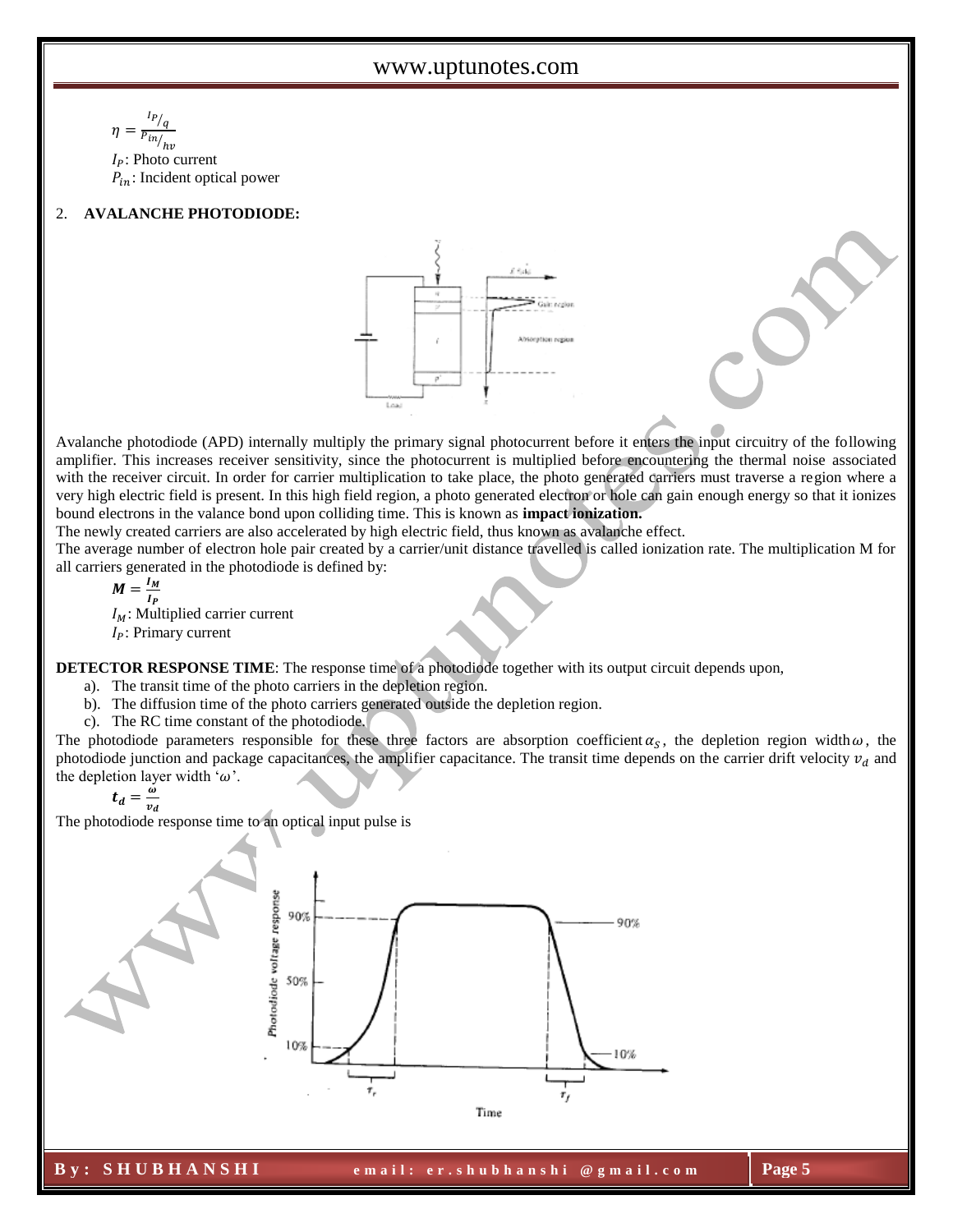$$\eta = \frac{I_P/q}{P_{in}/h\nu}$$

$I_P$: Photo current

$P_{in}$: Incident optical power

2. **AVALANCHE PHOTODIODE:**

Avalanche photodiode (APD) internally multiply the primary signal photocurrent before it enters the input circuitry of the following amplifier. This increases receiver sensitivity, since the photocurrent is multiplied before encountering the thermal noise associated with the receiver circuit. In order for carrier multiplication to take place, the photo generated carriers must traverse a region where a very high electric field is present. In this high field region, a photo generated electron or hole can gain enough energy so that it ionizes bound electrons in the valance bond upon colliding time. This is known as **impact ionization.**

The newly created carriers are also accelerated by high electric field, thus known as avalanche effect.

The average number of electron hole pair created by a carrier/unit distance travelled is called ionization rate. The multiplication M for all carriers generated in the photodiode is defined by:

$$\boldsymbol{M = \frac{I_M}{I_P}}$$

$I_M$: Multiplied carrier current

$I_P$: Primary current

**DETECTOR RESPONSE TIME**: The response time of a photodiode together with its output circuit depends upon,

a). The transit time of the photo carriers in the depletion region.

b). The diffusion time of the photo carriers generated outside the depletion region.

c). The RC time constant of the photodiode.

The photodiode parameters responsible for these three factors are absorption coefficient $\alpha_S$, the depletion region width $\omega$, the photodiode junction and package capacitances, the amplifier capacitance. The transit time depends on the carrier drift velocity $v_d$ and the depletion layer width '$\omega$'.

$$\boldsymbol{t_d = \frac{\omega}{v_d}}$$

The photodiode response time to an optical input pulse is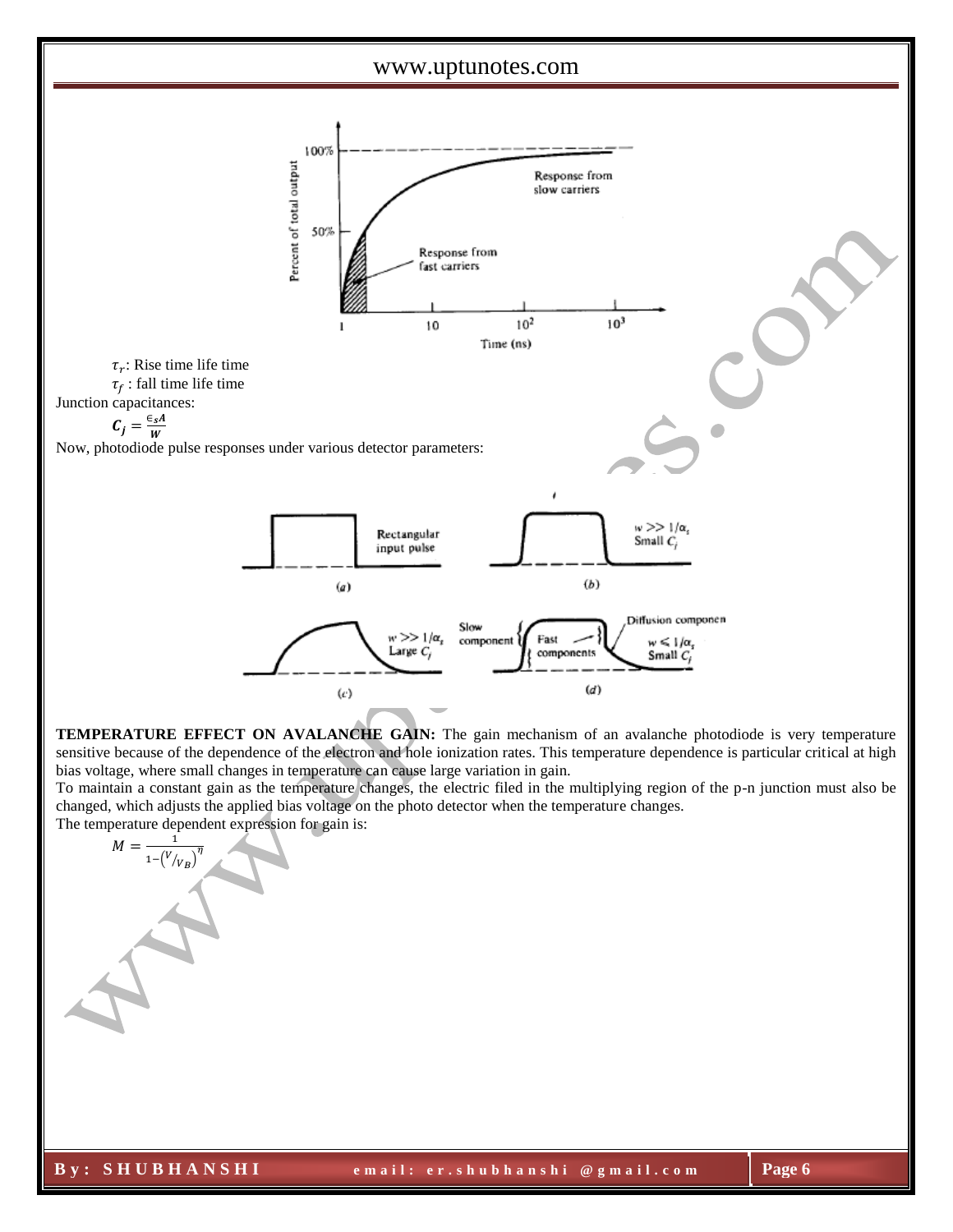$\tau_r$: Rise time life time

$\tau_f$ : fall time life time

Junction capacitances:

$$C_j = \frac{\epsilon_s A}{W}$$

Now, photodiode pulse responses under various detector parameters:

**TEMPERATURE EFFECT ON AVALANCHE GAIN:** The gain mechanism of an avalanche photodiode is very temperature sensitive because of the dependence of the electron and hole ionization rates. This temperature dependence is particular critical at high bias voltage, where small changes in temperature can cause large variation in gain.

To maintain a constant gain as the temperature changes, the electric filed in the multiplying region of the p-n junction must also be changed, which adjusts the applied bias voltage on the photo detector when the temperature changes.

The temperature dependent expression for gain is:

$$M = \frac{1}{1-\left(V/V_B\right)^{\eta}}$$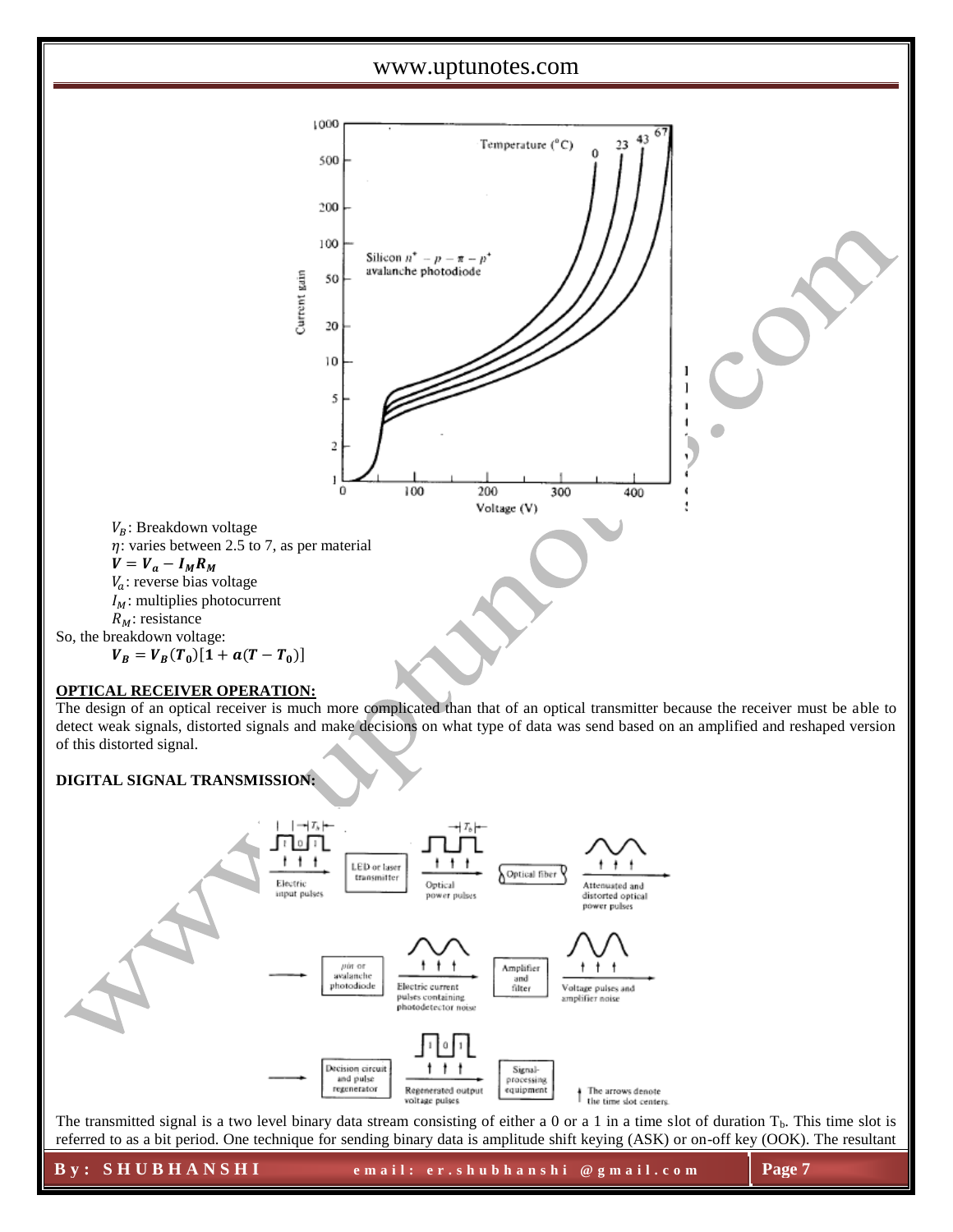$V_B$: Breakdown voltage

$\eta$: varies between 2.5 to 7, as per material

$\boldsymbol{V = V_a - I_M R_M}$

$V_a$: reverse bias voltage

$I_M$: multiplies photocurrent

$R_M$: resistance

So, the breakdown voltage:

$$\boldsymbol{V_B = V_B(T_0)[1 + a(T - T_0)]}$$

**OPTICAL RECEIVER OPERATION:**

The design of an optical receiver is much more complicated than that of an optical transmitter because the receiver must be able to detect weak signals, distorted signals and make decisions on what type of data was send based on an amplified and reshaped version of this distorted signal.

**DIGITAL SIGNAL TRANSMISSION:**

The transmitted signal is a two level binary data stream consisting of either a 0 or a 1 in a time slot of duration $T_b$. This time slot is referred to as a bit period. One technique for sending binary data is amplitude shift keying (ASK) or on-off key (OOK). The resultant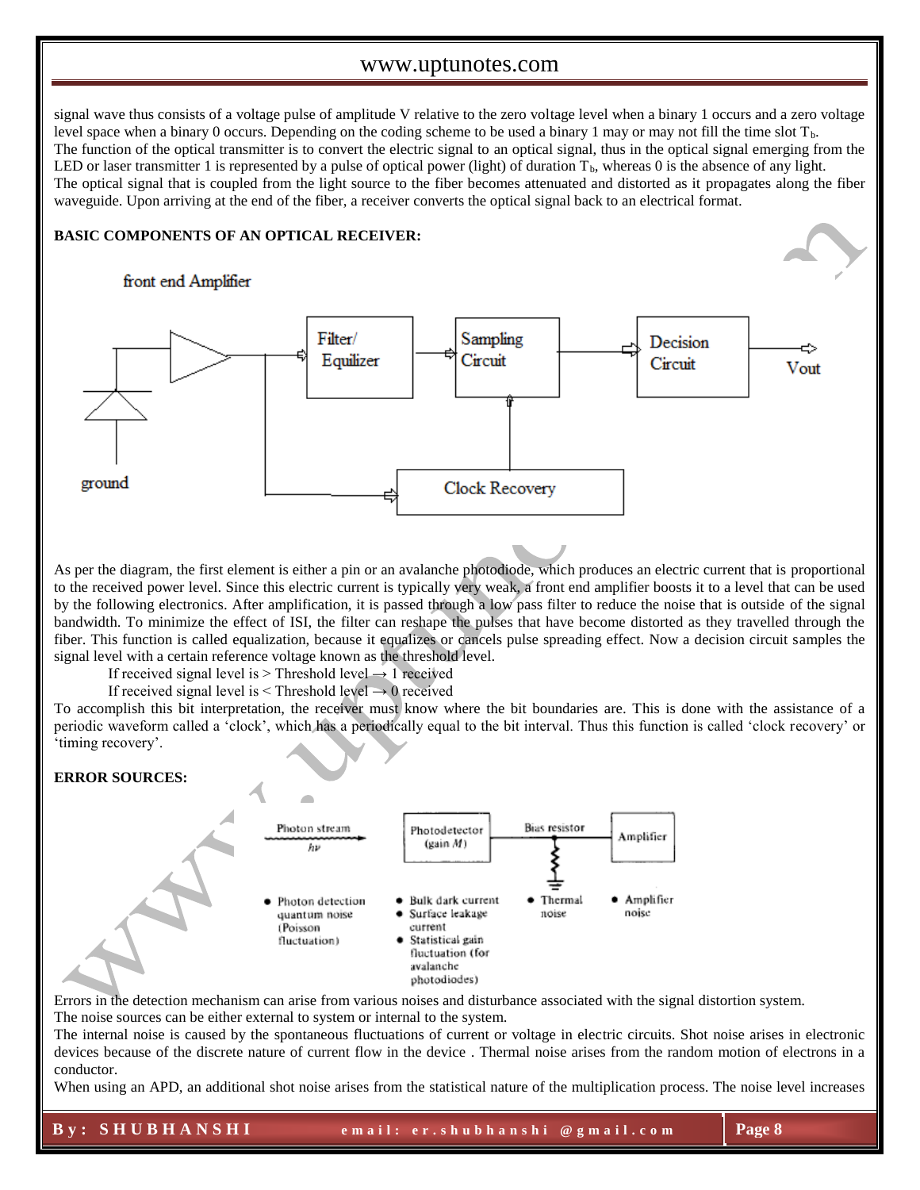signal wave thus consists of a voltage pulse of amplitude V relative to the zero voltage level when a binary 1 occurs and a zero voltage level space when a binary 0 occurs. Depending on the coding scheme to be used a binary 1 may or may not fill the time slot $T_b$.
The function of the optical transmitter is to convert the electric signal to an optical signal, thus in the optical signal emerging from the LED or laser transmitter 1 is represented by a pulse of optical power (light) of duration $T_b$, whereas 0 is the absence of any light.
The optical signal that is coupled from the light source to the fiber becomes attenuated and distorted as it propagates along the fiber waveguide. Upon arriving at the end of the fiber, a receiver converts the optical signal back to an electrical format.

**BASIC COMPONENTS OF AN OPTICAL RECEIVER:**

As per the diagram, the first element is either a pin or an avalanche photodiode, which produces an electric current that is proportional to the received power level. Since this electric current is typically very weak, a front end amplifier boosts it to a level that can be used by the following electronics. After amplification, it is passed through a low pass filter to reduce the noise that is outside of the signal bandwidth. To minimize the effect of ISI, the filter can reshape the pulses that have become distorted as they travelled through the fiber. This function is called equalization, because it equalizes or cancels pulse spreading effect. Now a decision circuit samples the signal level with a certain reference voltage known as the threshold level.

If received signal level is > Threshold level → 1 received

If received signal level is < Threshold level → 0 received

To accomplish this bit interpretation, the receiver must know where the bit boundaries are. This is done with the assistance of a periodic waveform called a 'clock', which has a periodically equal to the bit interval. Thus this function is called 'clock recovery' or 'timing recovery'.

**ERROR SOURCES:**

Errors in the detection mechanism can arise from various noises and disturbance associated with the signal distortion system.
The noise sources can be either external to system or internal to the system.
The internal noise is caused by the spontaneous fluctuations of current or voltage in electric circuits. Shot noise arises in electronic devices because of the discrete nature of current flow in the device . Thermal noise arises from the random motion of electrons in a conductor.
When using an APD, an additional shot noise arises from the statistical nature of the multiplication process. The noise level increases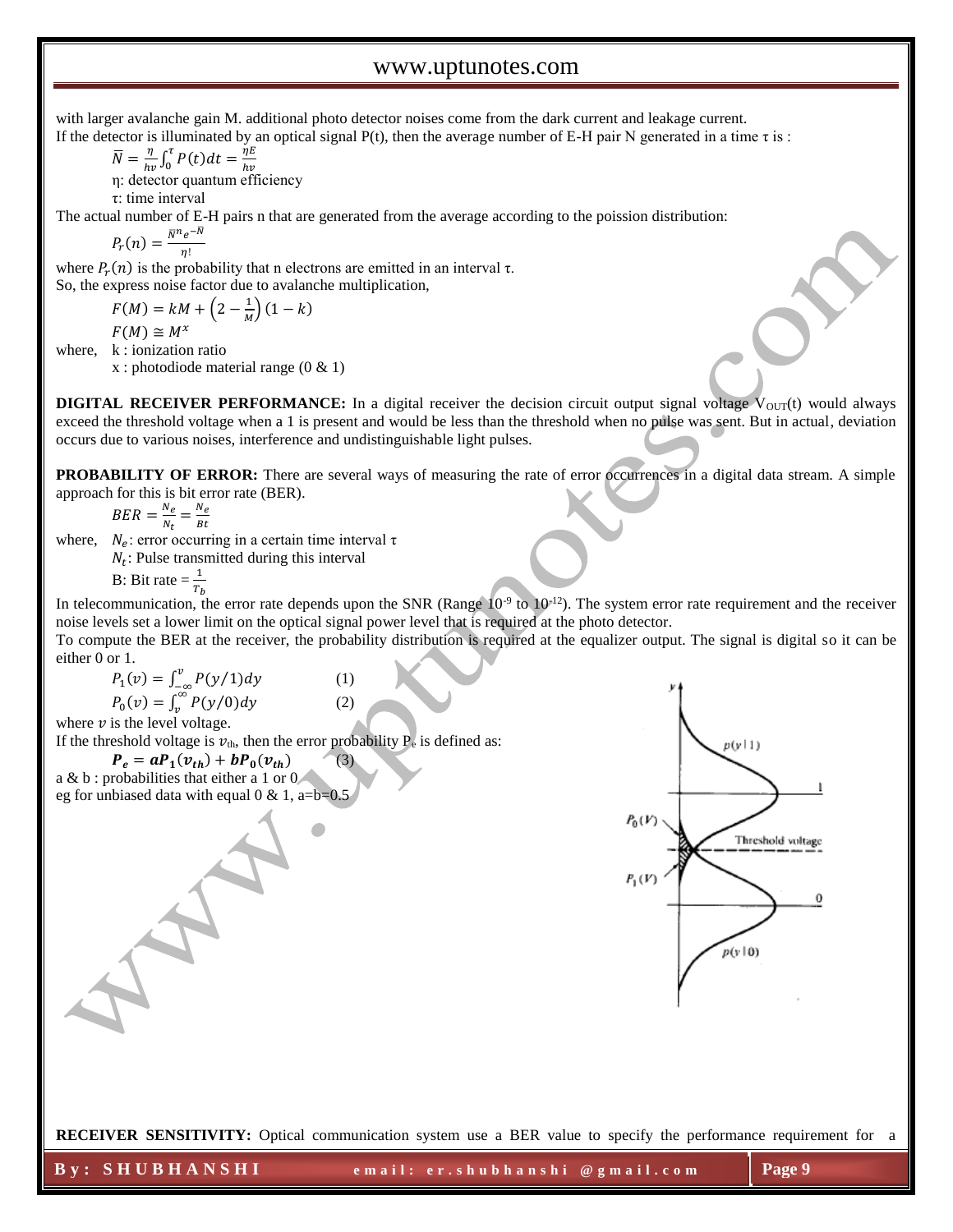with larger avalanche gain M. additional photo detector noises come from the dark current and leakage current.

If the detector is illuminated by an optical signal P(t), then the average number of E-H pair N generated in a time τ is :

$$\bar{N} = \frac{\eta}{h\nu}\int_0^{\tau} P(t)dt = \frac{\eta E}{h\nu}$$

η: detector quantum efficiency

τ: time interval

The actual number of E-H pairs n that are generated from the average according to the poission distribution:

$$P_r(n) = \frac{\bar{N}^n e^{-\bar{N}}}{\eta!}$$

where $P_r(n)$ is the probability that n electrons are emitted in an interval τ.

So, the express noise factor due to avalanche multiplication,

$$F(M) = kM + \left(2 - \frac{1}{M}\right)(1 - k)$$

$$F(M) \cong M^x$$

where, k : ionization ratio

x : photodiode material range (0 & 1)

**DIGITAL RECEIVER PERFORMANCE:** In a digital receiver the decision circuit output signal voltage $V_{OUT}(t)$ would always exceed the threshold voltage when a 1 is present and would be less than the threshold when no pulse was sent. But in actual, deviation occurs due to various noises, interference and undistinguishable light pulses.

**PROBABILITY OF ERROR:** There are several ways of measuring the rate of error occurrences in a digital data stream. A simple approach for this is bit error rate (BER).

$$BER = \frac{N_e}{N_t} = \frac{N_e}{Bt}$$

where, $N_e$: error occurring in a certain time interval τ

$N_t$: Pulse transmitted during this interval

B: Bit rate = $\frac{1}{T_b}$

In telecommunication, the error rate depends upon the SNR (Range $10^{-9}$ to $10^{-12}$). The system error rate requirement and the receiver noise levels set a lower limit on the optical signal power level that is required at the photo detector.

To compute the BER at the receiver, the probability distribution is required at the equalizer output. The signal is digital so it can be either 0 or 1.

$$P_1(v) = \int_{-\infty}^{v} P(y/1)dy \qquad (1)$$

$$P_0(v) = \int_{v}^{\infty} P(y/0)dy \qquad (2)$$

where $v$ is the level voltage.

If the threshold voltage is $v_{th}$, then the error probability $P_e$ is defined as:

$$\boldsymbol{P_e = aP_1(v_{th}) + bP_0(v_{th})} \qquad (3)$$

a & b : probabilities that either a 1 or 0

eg for unbiased data with equal 0 & 1, a=b=0.5

**RECEIVER SENSITIVITY:** Optical communication system use a BER value to specify the performance requirement for a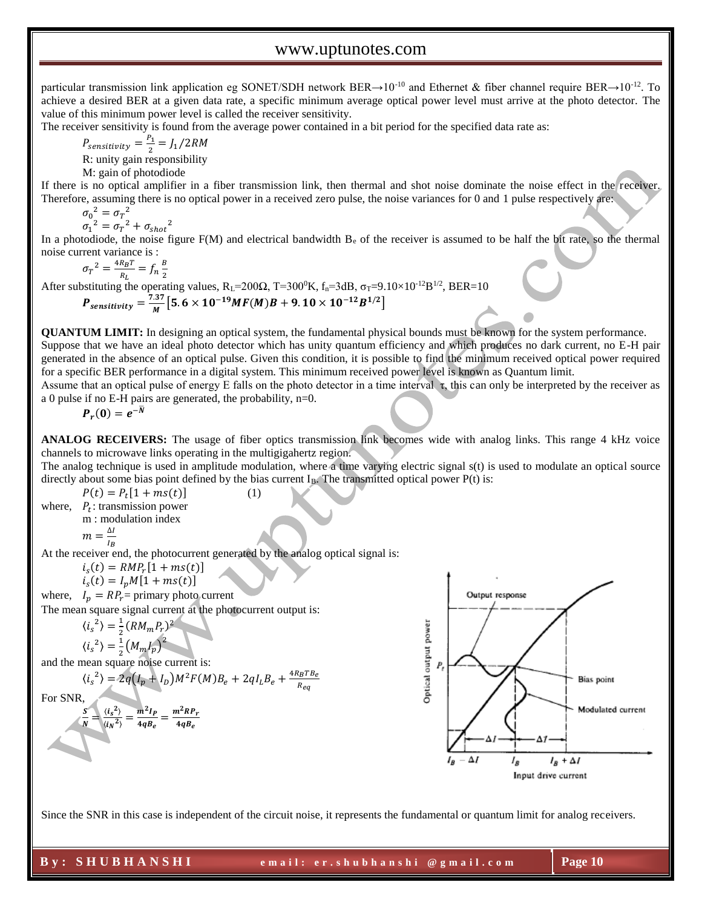particular transmission link application eg SONET/SDH network BER→$10^{-10}$ and Ethernet & fiber channel require BER→$10^{-12}$. To achieve a desired BER at a given data rate, a specific minimum average optical power level must arrive at the photo detector. The value of this minimum power level is called the receiver sensitivity.

The receiver sensitivity is found from the average power contained in a bit period for the specified data rate as:

$$P_{sensitivity} = \frac{P_1}{2} = J_1/2RM$$

R: unity gain responsibility

M: gain of photodiode

If there is no optical amplifier in a fiber transmission link, then thermal and shot noise dominate the noise effect in the receiver. Therefore, assuming there is no optical power in a received zero pulse, the noise variances for 0 and 1 pulse respectively are:

$$\sigma_0^{\,2} = \sigma_T^{\,2}$$

$$\sigma_1^{\,2} = \sigma_T^{\,2} + \sigma_{shot}^{\,2}$$

In a photodiode, the noise figure F(M) and electrical bandwidth $B_e$ of the receiver is assumed to be half the bit rate, so the thermal noise current variance is :

$$\sigma_T^{\,2} = \frac{4R_BT}{R_L} = f_n\frac{B}{2}$$

After substituting the operating values, $R_L$=200Ω, T=300$^0$K, $f_n$=3dB, $\sigma_T$=9.10×$10^{-12}$$B^{1/2}$, BER=10

$$\boldsymbol{P_{sensitivity} = \frac{7.37}{M}\left[5.6\times10^{-19}MF(M)B + 9.10\times10^{-12}B^{1/2}\right]}$$

**QUANTUM LIMIT:** In designing an optical system, the fundamental physical bounds must be known for the system performance. Suppose that we have an ideal photo detector which has unity quantum efficiency and which produces no dark current, no E-H pair generated in the absence of an optical pulse. Given this condition, it is possible to find the minimum received optical power required for a specific BER performance in a digital system. This minimum received power level is known as Quantum limit.

Assume that an optical pulse of energy E falls on the photo detector in a time interval τ, this can only be interpreted by the receiver as a 0 pulse if no E-H pairs are generated, the probability, n=0.

$$\boldsymbol{P_r(0) = e^{-\bar{N}}}$$

**ANALOG RECEIVERS:** The usage of fiber optics transmission link becomes wide with analog links. This range 4 kHz voice channels to microwave links operating in the multigigahertz region.

The analog technique is used in amplitude modulation, where a time varying electric signal s(t) is used to modulate an optical source directly about some bias point defined by the bias current $I_B$. The transmitted optical power P(t) is:

$$P(t) = P_t[1 + ms(t)] \qquad (1)$$

where, $P_t$: transmission power

m : modulation index

$$m = \frac{\Delta I}{I_B}$$

At the receiver end, the photocurrent generated by the analog optical signal is:

$$i_s(t) = RMP_r[1 + ms(t)]$$

$$i_s(t) = I_pM[1 + ms(t)]$$

where, $I_p = RP_r$= primary photo current

The mean square signal current at the photocurrent output is:

$$\langle i_s^{\,2}\rangle = \frac{1}{2}(RM_mP_r)^2$$

$$\langle i_s^{\,2}\rangle = \frac{1}{2}(M_mI_p)^2$$

and the mean square noise current is:

$$\langle i_s^{\,2}\rangle = 2q(I_p + I_D)M^2F(M)B_e + 2qI_LB_e + \frac{4R_BTB_e}{R_{eq}}$$

For SNR,

$$\frac{S}{N} = \frac{\langle i_s^2\rangle}{\langle i_N^2\rangle} = \frac{m^2I_P}{4qB_e} = \frac{m^2RP_r}{4qB_e}$$

Output response
Optical output power
$P_t$
Bias point
Modulated current
$\Delta I$
$\Delta I$
$I_B - \Delta I$
$I_B$
$I_B + \Delta I$
Input drive current

Since the SNR in this case is independent of the circuit noise, it represents the fundamental or quantum limit for analog receivers.